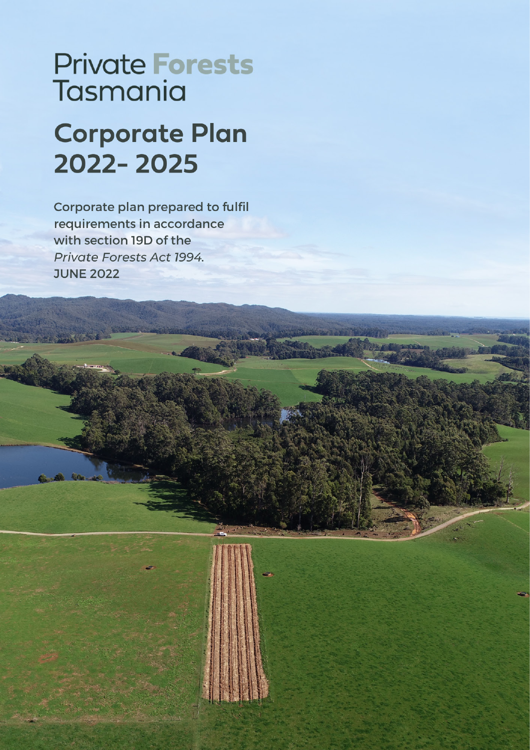# Private Forests Tasmania

# Corporate Plan 2022- 2025

**Corporate plan prepared to fulfil requirements in accordance with section 19D of the *Private Forests Act 1994*.**

**JUNE 2022**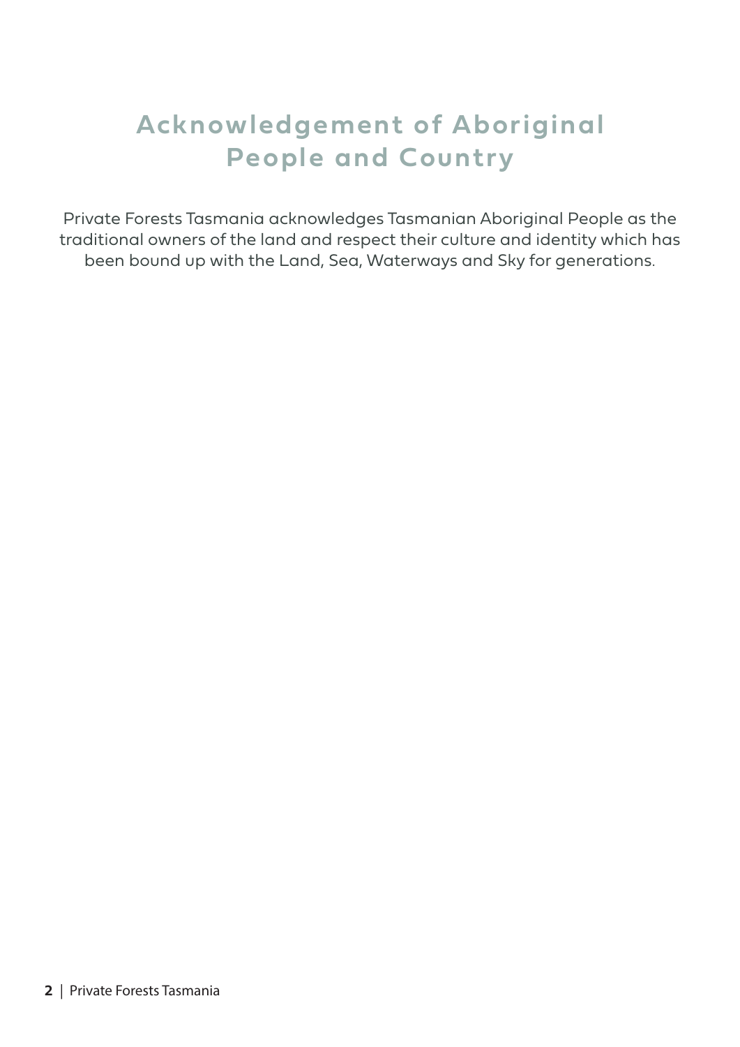# Acknowledgement of Aboriginal People and Country

Private Forests Tasmania acknowledges Tasmanian Aboriginal People as the traditional owners of the land and respect their culture and identity which has been bound up with the Land, Sea, Waterways and Sky for generations.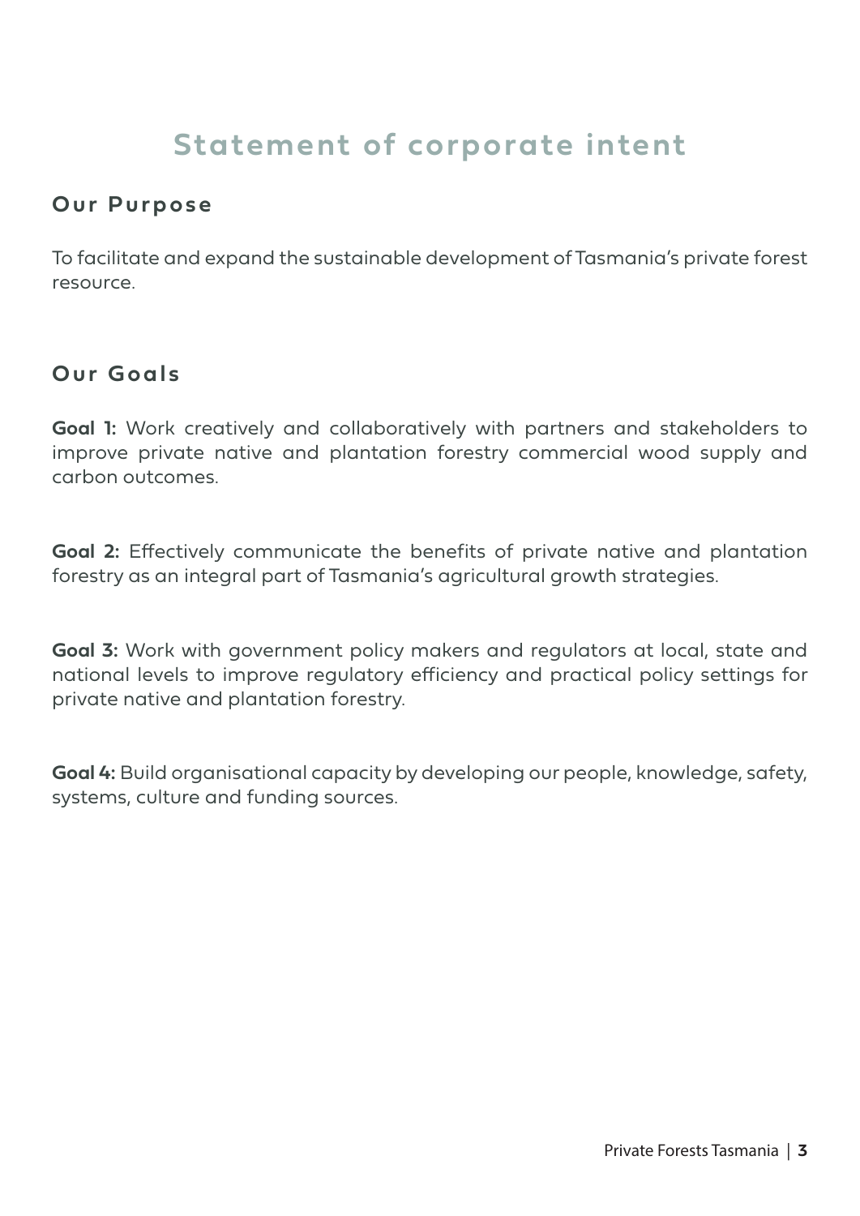# Statement of corporate intent

## Our Purpose

To facilitate and expand the sustainable development of Tasmania's private forest resource.

## Our Goals

**Goal 1:** Work creatively and collaboratively with partners and stakeholders to improve private native and plantation forestry commercial wood supply and carbon outcomes.

**Goal 2:** Effectively communicate the benefits of private native and plantation forestry as an integral part of Tasmania's agricultural growth strategies.

**Goal 3:** Work with government policy makers and regulators at local, state and national levels to improve regulatory efficiency and practical policy settings for private native and plantation forestry.

**Goal 4:** Build organisational capacity by developing our people, knowledge, safety, systems, culture and funding sources.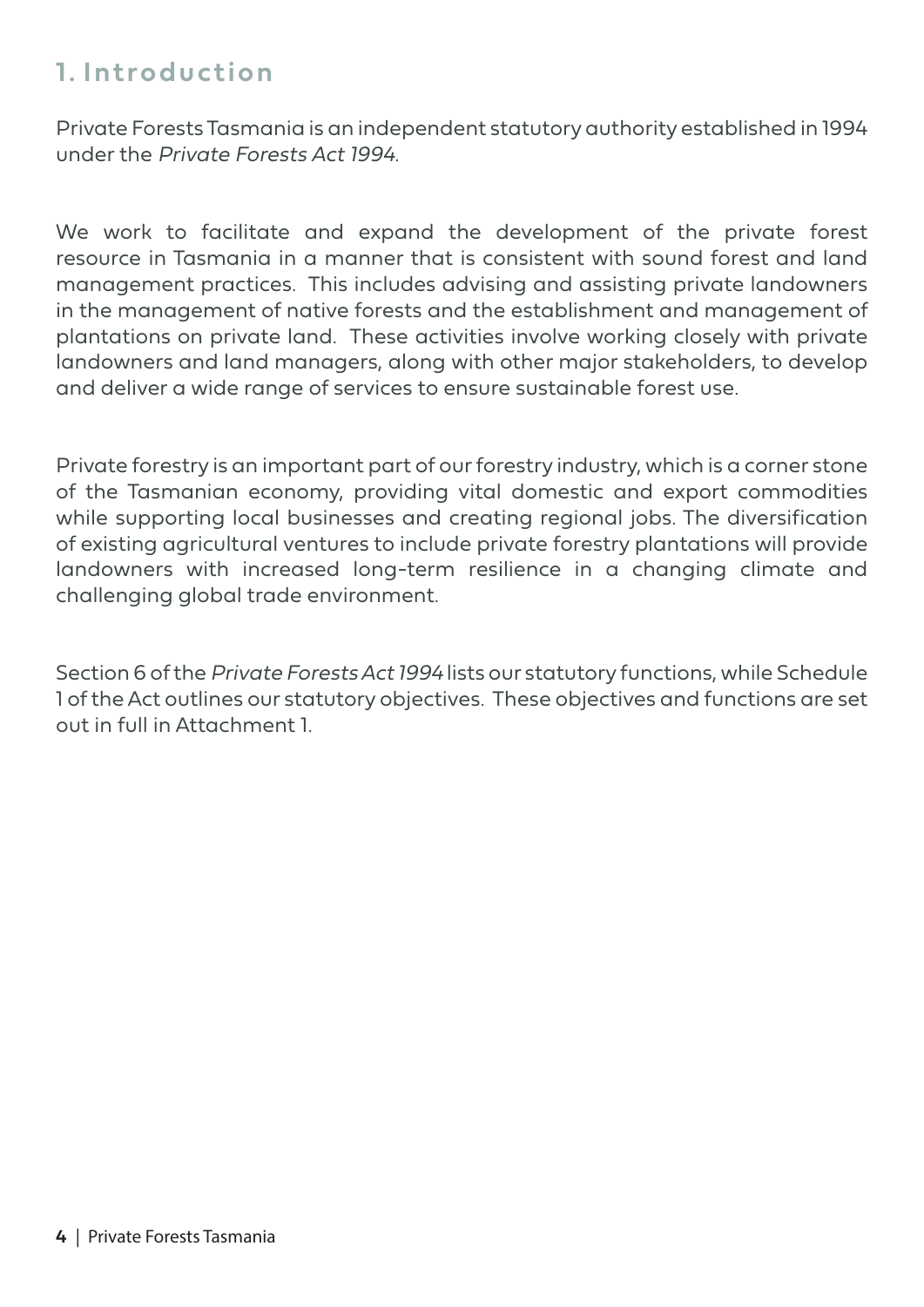# 1. Introduction

Private Forests Tasmania is an independent statutory authority established in 1994 under the *Private Forests Act 1994*.

We work to facilitate and expand the development of the private forest resource in Tasmania in a manner that is consistent with sound forest and land management practices. This includes advising and assisting private landowners in the management of native forests and the establishment and management of plantations on private land. These activities involve working closely with private landowners and land managers, along with other major stakeholders, to develop and deliver a wide range of services to ensure sustainable forest use.

Private forestry is an important part of our forestry industry, which is a corner stone of the Tasmanian economy, providing vital domestic and export commodities while supporting local businesses and creating regional jobs. The diversification of existing agricultural ventures to include private forestry plantations will provide landowners with increased long-term resilience in a changing climate and challenging global trade environment.

Section 6 of the *Private Forests Act 1994* lists our statutory functions, while Schedule 1 of the Act outlines our statutory objectives. These objectives and functions are set out in full in Attachment 1.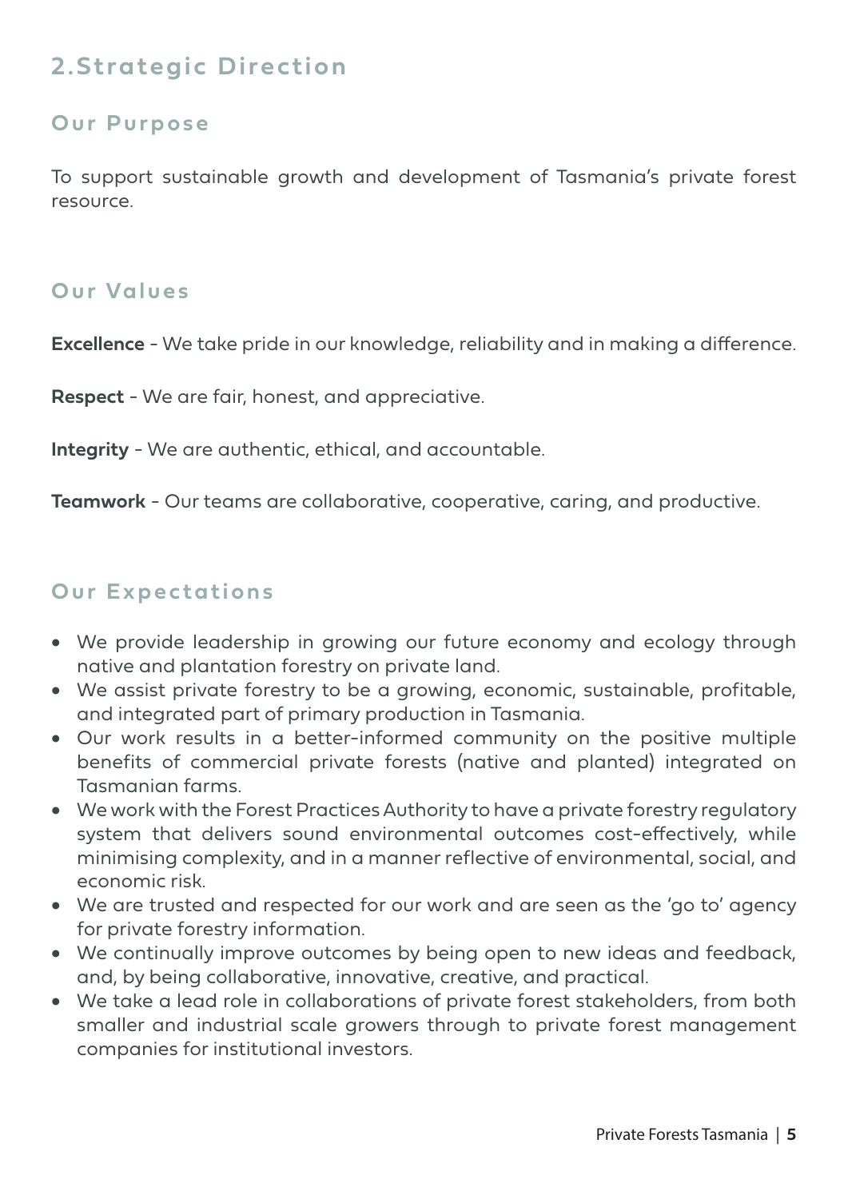## 2. Strategic Direction

### Our Purpose

To support sustainable growth and development of Tasmania's private forest resource.

### Our Values

**Excellence** - We take pride in our knowledge, reliability and in making a difference.

**Respect** - We are fair, honest, and appreciative.

**Integrity** - We are authentic, ethical, and accountable.

**Teamwork** - Our teams are collaborative, cooperative, caring, and productive.

### Our Expectations

- We provide leadership in growing our future economy and ecology through native and plantation forestry on private land.
- We assist private forestry to be a growing, economic, sustainable, profitable, and integrated part of primary production in Tasmania.
- Our work results in a better-informed community on the positive multiple benefits of commercial private forests (native and planted) integrated on Tasmanian farms.
- We work with the Forest Practices Authority to have a private forestry regulatory system that delivers sound environmental outcomes cost-effectively, while minimising complexity, and in a manner reflective of environmental, social, and economic risk.
- We are trusted and respected for our work and are seen as the 'go to' agency for private forestry information.
- We continually improve outcomes by being open to new ideas and feedback, and, by being collaborative, innovative, creative, and practical.
- We take a lead role in collaborations of private forest stakeholders, from both smaller and industrial scale growers through to private forest management companies for institutional investors.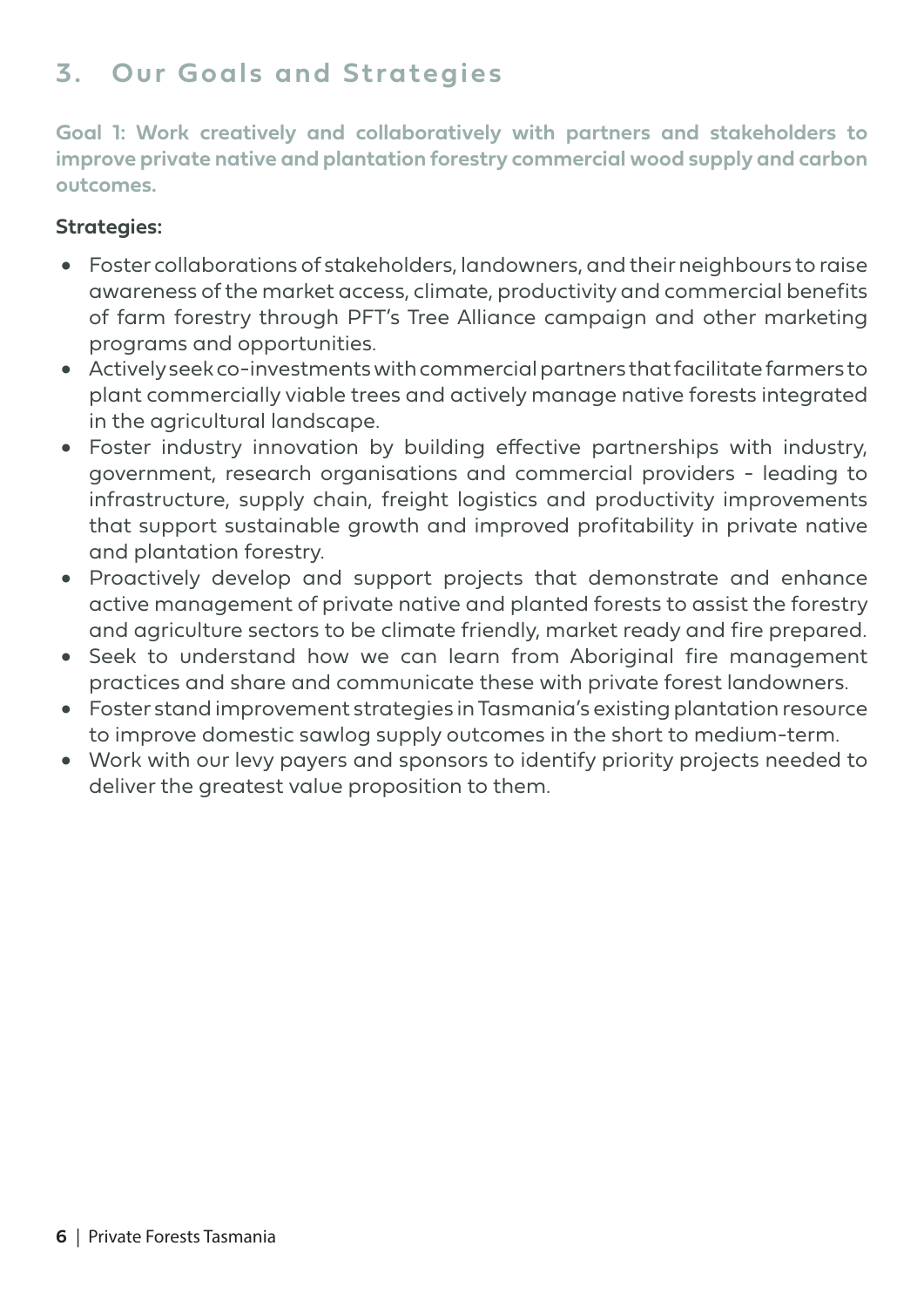## 3. Our Goals and Strategies

**Goal 1: Work creatively and collaboratively with partners and stakeholders to improve private native and plantation forestry commercial wood supply and carbon outcomes.**

**Strategies:**

- Foster collaborations of stakeholders, landowners, and their neighbours to raise awareness of the market access, climate, productivity and commercial benefits of farm forestry through PFT's Tree Alliance campaign and other marketing programs and opportunities.
- Actively seek co-investments with commercial partners that facilitate farmers to plant commercially viable trees and actively manage native forests integrated in the agricultural landscape.
- Foster industry innovation by building effective partnerships with industry, government, research organisations and commercial providers - leading to infrastructure, supply chain, freight logistics and productivity improvements that support sustainable growth and improved profitability in private native and plantation forestry.
- Proactively develop and support projects that demonstrate and enhance active management of private native and planted forests to assist the forestry and agriculture sectors to be climate friendly, market ready and fire prepared.
- Seek to understand how we can learn from Aboriginal fire management practices and share and communicate these with private forest landowners.
- Foster stand improvement strategies in Tasmania's existing plantation resource to improve domestic sawlog supply outcomes in the short to medium-term.
- Work with our levy payers and sponsors to identify priority projects needed to deliver the greatest value proposition to them.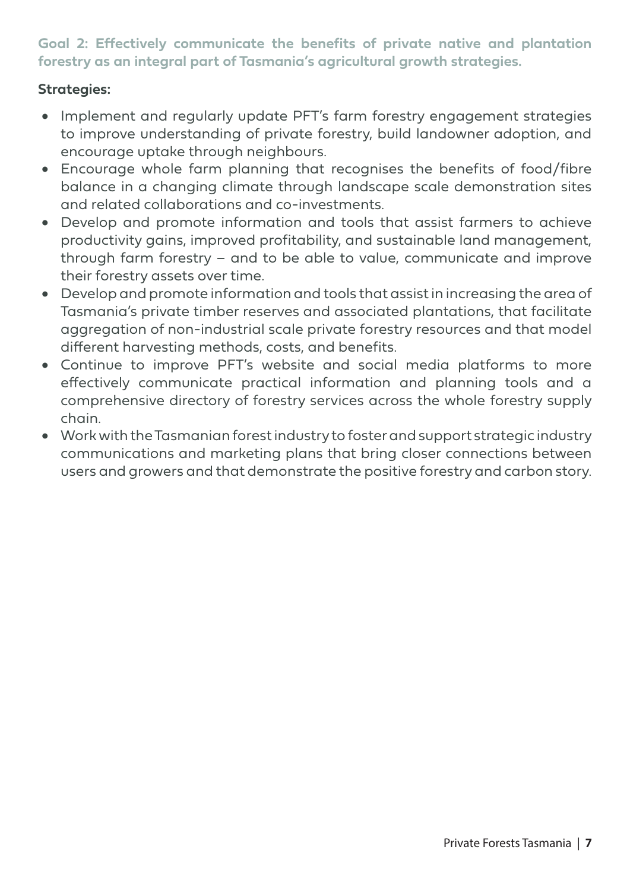### Goal 2: Effectively communicate the benefits of private native and plantation forestry as an integral part of Tasmania's agricultural growth strategies.

**Strategies:**

- Implement and regularly update PFT's farm forestry engagement strategies to improve understanding of private forestry, build landowner adoption, and encourage uptake through neighbours.
- Encourage whole farm planning that recognises the benefits of food/fibre balance in a changing climate through landscape scale demonstration sites and related collaborations and co-investments.
- Develop and promote information and tools that assist farmers to achieve productivity gains, improved profitability, and sustainable land management, through farm forestry – and to be able to value, communicate and improve their forestry assets over time.
- Develop and promote information and tools that assist in increasing the area of Tasmania's private timber reserves and associated plantations, that facilitate aggregation of non-industrial scale private forestry resources and that model different harvesting methods, costs, and benefits.
- Continue to improve PFT's website and social media platforms to more effectively communicate practical information and planning tools and a comprehensive directory of forestry services across the whole forestry supply chain.
- Work with the Tasmanian forest industry to foster and support strategic industry communications and marketing plans that bring closer connections between users and growers and that demonstrate the positive forestry and carbon story.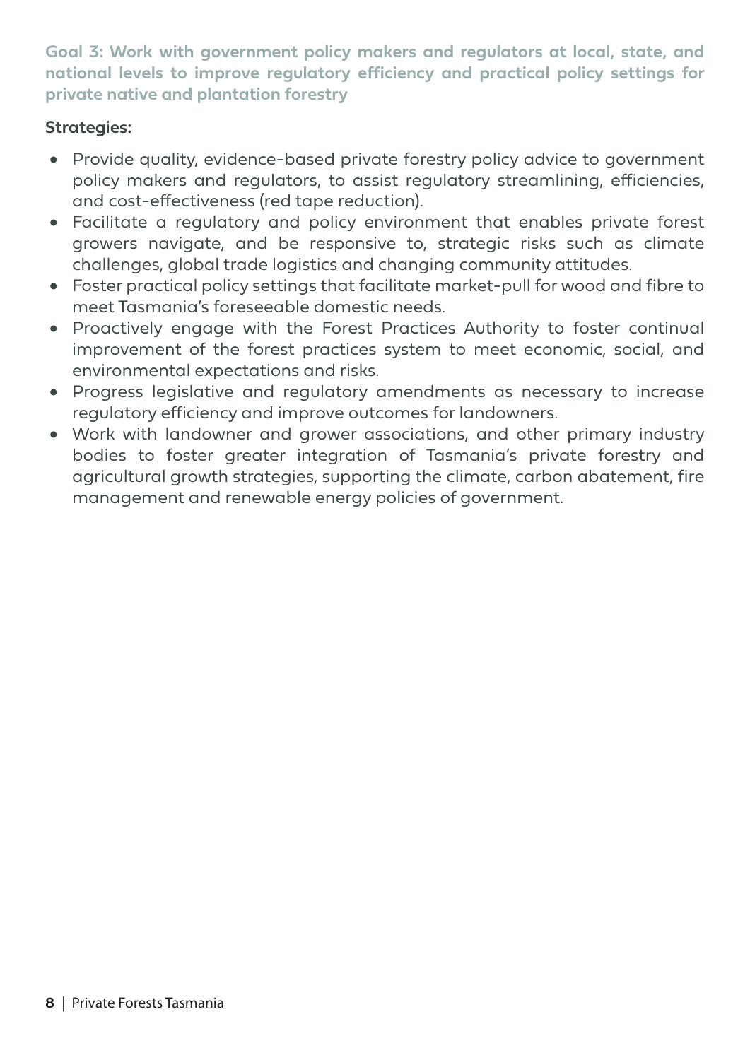### Goal 3: Work with government policy makers and regulators at local, state, and national levels to improve regulatory efficiency and practical policy settings for private native and plantation forestry

**Strategies:**

- Provide quality, evidence-based private forestry policy advice to government policy makers and regulators, to assist regulatory streamlining, efficiencies, and cost-effectiveness (red tape reduction).
- Facilitate a regulatory and policy environment that enables private forest growers navigate, and be responsive to, strategic risks such as climate challenges, global trade logistics and changing community attitudes.
- Foster practical policy settings that facilitate market-pull for wood and fibre to meet Tasmania's foreseeable domestic needs.
- Proactively engage with the Forest Practices Authority to foster continual improvement of the forest practices system to meet economic, social, and environmental expectations and risks.
- Progress legislative and regulatory amendments as necessary to increase regulatory efficiency and improve outcomes for landowners.
- Work with landowner and grower associations, and other primary industry bodies to foster greater integration of Tasmania's private forestry and agricultural growth strategies, supporting the climate, carbon abatement, fire management and renewable energy policies of government.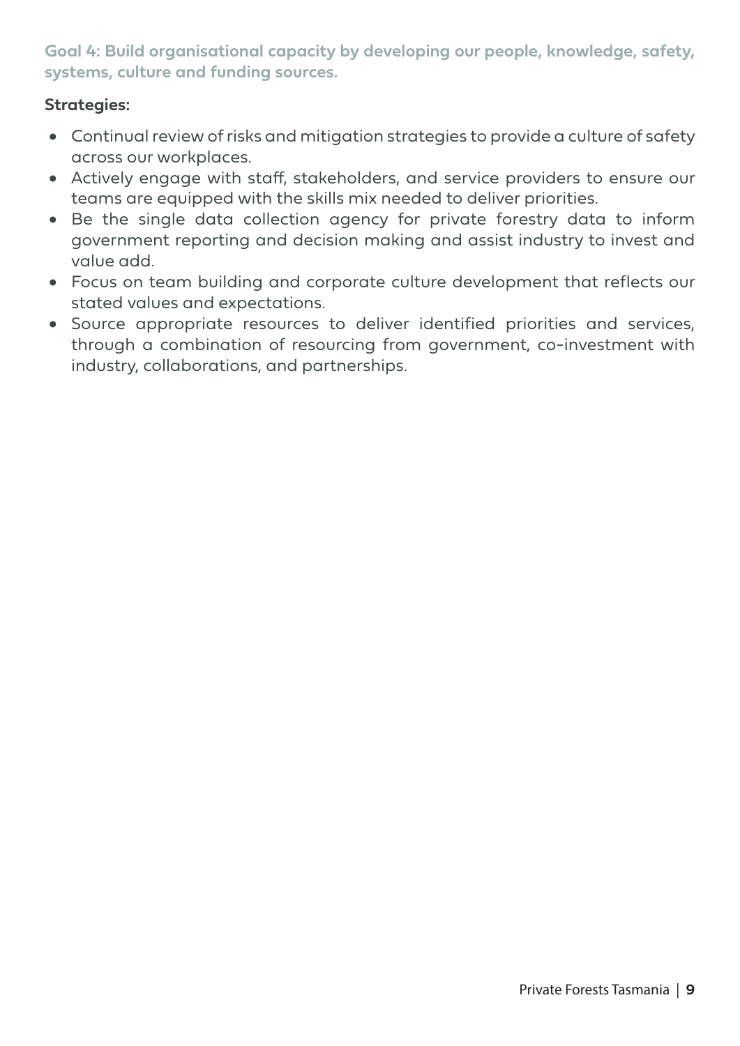### Goal 4: Build organisational capacity by developing our people, knowledge, safety, systems, culture and funding sources.

**Strategies:**

- Continual review of risks and mitigation strategies to provide a culture of safety across our workplaces.
- Actively engage with staff, stakeholders, and service providers to ensure our teams are equipped with the skills mix needed to deliver priorities.
- Be the single data collection agency for private forestry data to inform government reporting and decision making and assist industry to invest and value add.
- Focus on team building and corporate culture development that reflects our stated values and expectations.
- Source appropriate resources to deliver identified priorities and services, through a combination of resourcing from government, co-investment with industry, collaborations, and partnerships.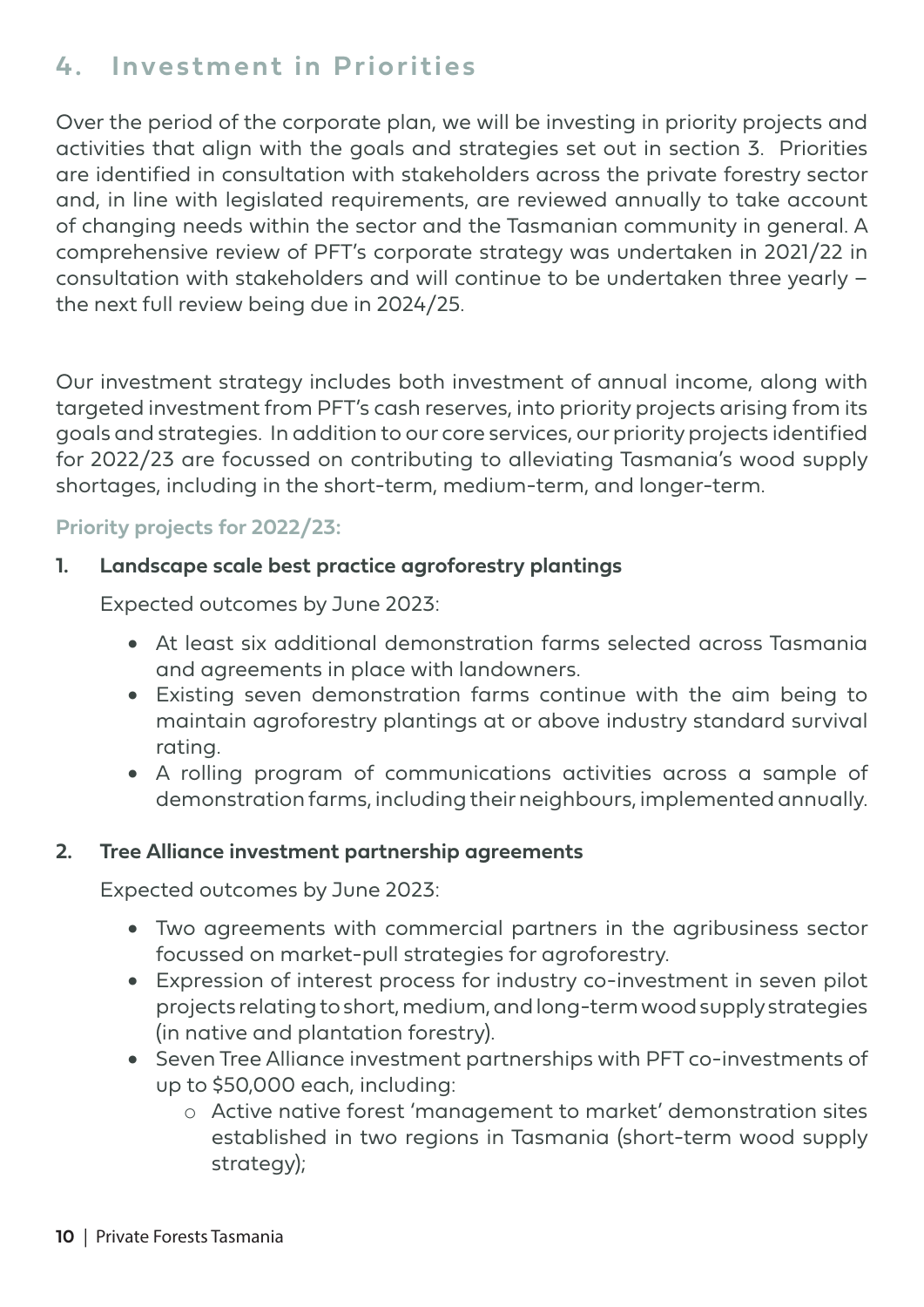## 4. Investment in Priorities

Over the period of the corporate plan, we will be investing in priority projects and activities that align with the goals and strategies set out in section 3. Priorities are identified in consultation with stakeholders across the private forestry sector and, in line with legislated requirements, are reviewed annually to take account of changing needs within the sector and the Tasmanian community in general. A comprehensive review of PFT's corporate strategy was undertaken in 2021/22 in consultation with stakeholders and will continue to be undertaken three yearly – the next full review being due in 2024/25.

Our investment strategy includes both investment of annual income, along with targeted investment from PFT's cash reserves, into priority projects arising from its goals and strategies. In addition to our core services, our priority projects identified for 2022/23 are focussed on contributing to alleviating Tasmania's wood supply shortages, including in the short-term, medium-term, and longer-term.

### Priority projects for 2022/23:

**1. Landscape scale best practice agroforestry plantings**

Expected outcomes by June 2023:

- At least six additional demonstration farms selected across Tasmania and agreements in place with landowners.
- Existing seven demonstration farms continue with the aim being to maintain agroforestry plantings at or above industry standard survival rating.
- A rolling program of communications activities across a sample of demonstration farms, including their neighbours, implemented annually.

**2. Tree Alliance investment partnership agreements**

Expected outcomes by June 2023:

- Two agreements with commercial partners in the agribusiness sector focussed on market-pull strategies for agroforestry.
- Expression of interest process for industry co-investment in seven pilot projects relating to short, medium, and long-term wood supply strategies (in native and plantation forestry).
- Seven Tree Alliance investment partnerships with PFT co-investments of up to $50,000 each, including:
  - Active native forest 'management to market' demonstration sites established in two regions in Tasmania (short-term wood supply strategy);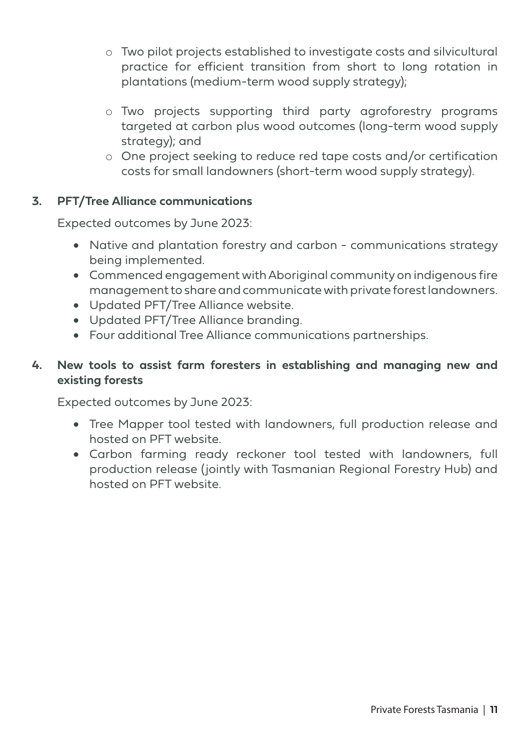- Two pilot projects established to investigate costs and silvicultural practice for efficient transition from short to long rotation in plantations (medium-term wood supply strategy);
  - Two projects supporting third party agroforestry programs targeted at carbon plus wood outcomes (long-term wood supply strategy); and
  - One project seeking to reduce red tape costs and/or certification costs for small landowners (short-term wood supply strategy).

3. **PFT/Tree Alliance communications**

   Expected outcomes by June 2023:

   - Native and plantation forestry and carbon - communications strategy being implemented.
   - Commenced engagement with Aboriginal community on indigenous fire management to share and communicate with private forest landowners.
   - Updated PFT/Tree Alliance website.
   - Updated PFT/Tree Alliance branding.
   - Four additional Tree Alliance communications partnerships.

4. **New tools to assist farm foresters in establishing and managing new and existing forests**

   Expected outcomes by June 2023:

   - Tree Mapper tool tested with landowners, full production release and hosted on PFT website.
   - Carbon farming ready reckoner tool tested with landowners, full production release (jointly with Tasmanian Regional Forestry Hub) and hosted on PFT website.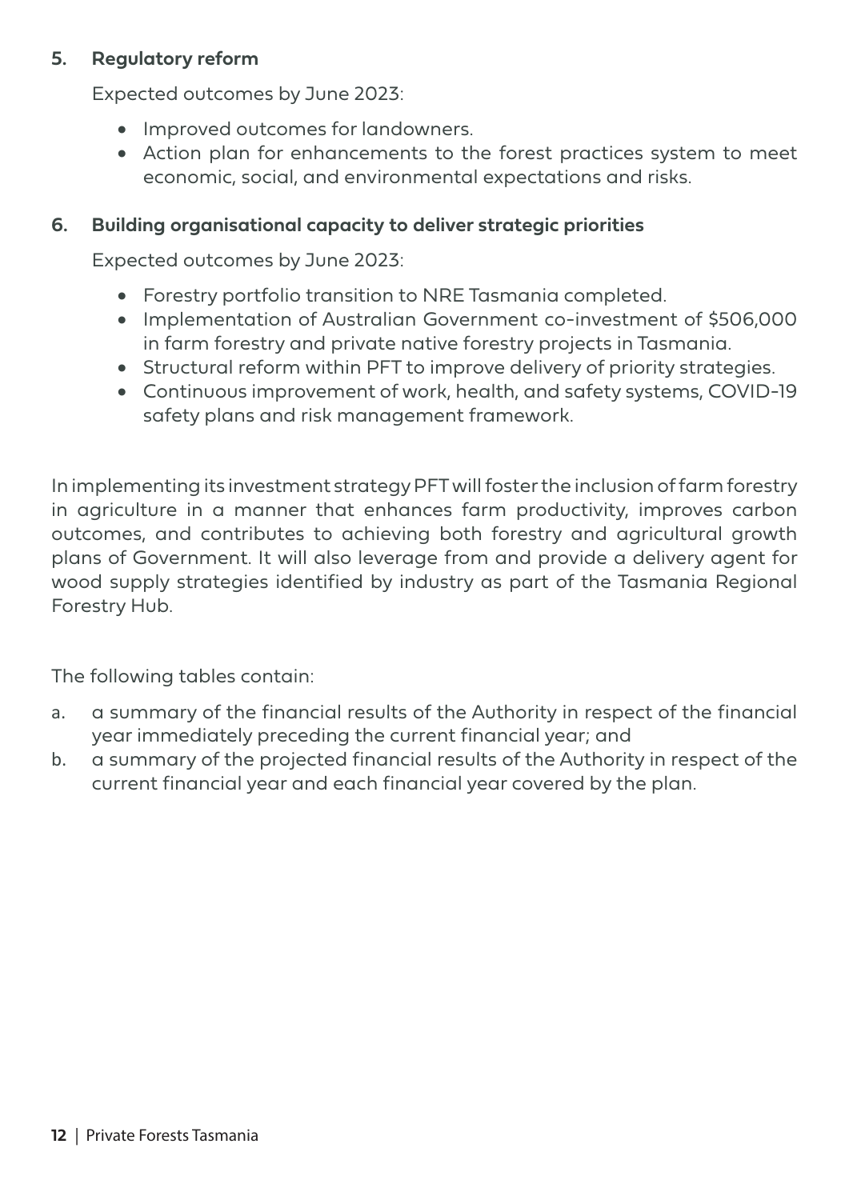**5. Regulatory reform**

Expected outcomes by June 2023:

- Improved outcomes for landowners.
- Action plan for enhancements to the forest practices system to meet economic, social, and environmental expectations and risks.

**6. Building organisational capacity to deliver strategic priorities**

Expected outcomes by June 2023:

- Forestry portfolio transition to NRE Tasmania completed.
- Implementation of Australian Government co-investment of $506,000 in farm forestry and private native forestry projects in Tasmania.
- Structural reform within PFT to improve delivery of priority strategies.
- Continuous improvement of work, health, and safety systems, COVID-19 safety plans and risk management framework.

In implementing its investment strategy PFT will foster the inclusion of farm forestry in agriculture in a manner that enhances farm productivity, improves carbon outcomes, and contributes to achieving both forestry and agricultural growth plans of Government. It will also leverage from and provide a delivery agent for wood supply strategies identified by industry as part of the Tasmania Regional Forestry Hub.

The following tables contain:

a. a summary of the financial results of the Authority in respect of the financial year immediately preceding the current financial year; and
b. a summary of the projected financial results of the Authority in respect of the current financial year and each financial year covered by the plan.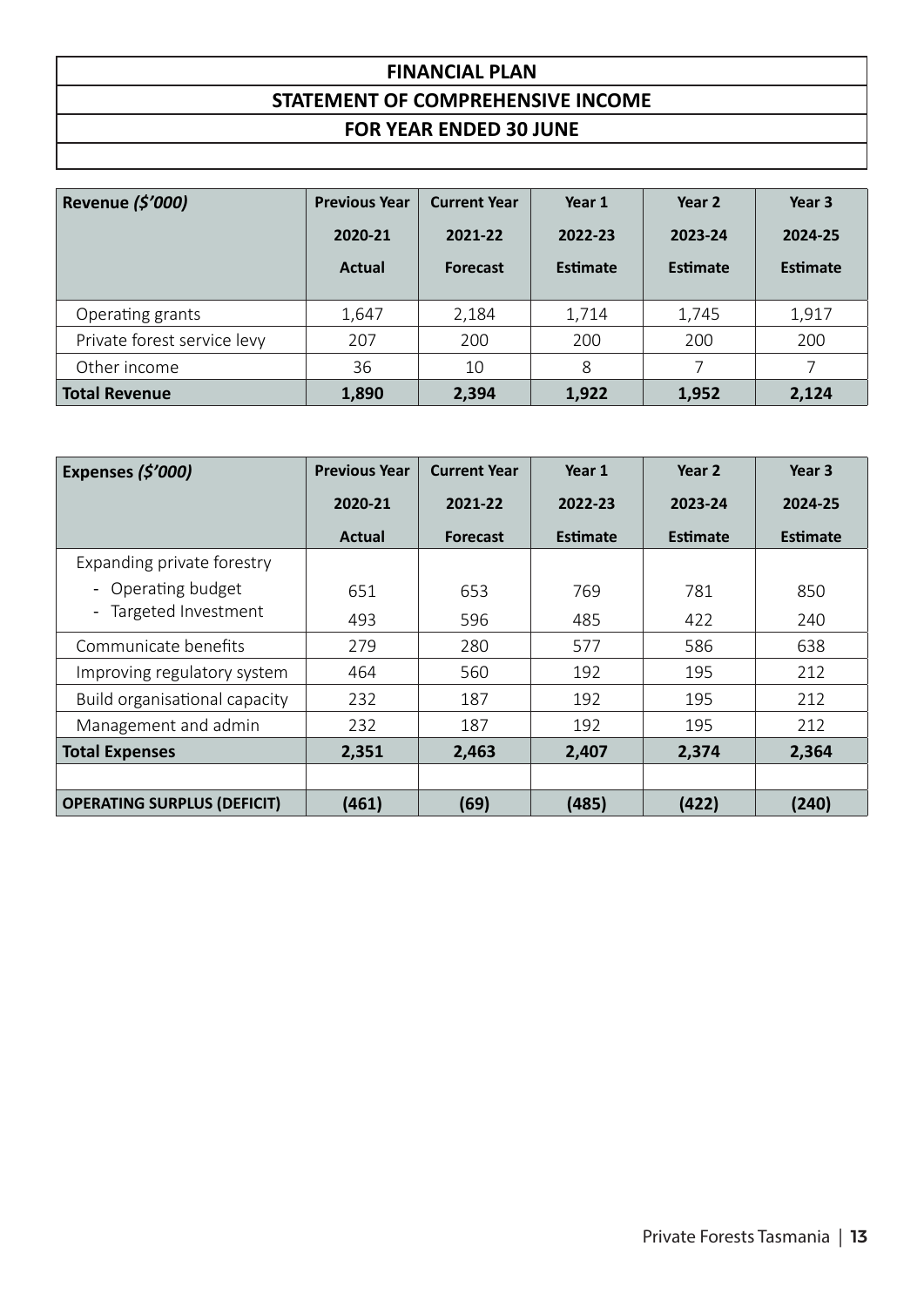# FINANCIAL PLAN

## STATEMENT OF COMPREHENSIVE INCOME

## FOR YEAR ENDED 30 JUNE

| **Revenue *($'000)*** | **Previous Year 2020-21 Actual** | **Current Year 2021-22 Forecast** | **Year 1 2022-23 Estimate** | **Year 2 2023-24 Estimate** | **Year 3 2024-25 Estimate** |
|---|---|---|---|---|---|
| Operating grants | 1,647 | 2,184 | 1,714 | 1,745 | 1,917 |
| Private forest service levy | 207 | 200 | 200 | 200 | 200 |
| Other income | 36 | 10 | 8 | 7 | 7 |
| **Total Revenue** | **1,890** | **2,394** | **1,922** | **1,952** | **2,124** |

| **Expenses *($'000)*** | **Previous Year 2020-21 Actual** | **Current Year 2021-22 Forecast** | **Year 1 2022-23 Estimate** | **Year 2 2023-24 Estimate** | **Year 3 2024-25 Estimate** |
|---|---|---|---|---|---|
| Expanding private forestry | | | | | |
| - Operating budget | 651 | 653 | 769 | 781 | 850 |
| - Targeted Investment | 493 | 596 | 485 | 422 | 240 |
| Communicate benefits | 279 | 280 | 577 | 586 | 638 |
| Improving regulatory system | 464 | 560 | 192 | 195 | 212 |
| Build organisational capacity | 232 | 187 | 192 | 195 | 212 |
| Management and admin | 232 | 187 | 192 | 195 | 212 |
| **Total Expenses** | **2,351** | **2,463** | **2,407** | **2,374** | **2,364** |
| | | | | | |
| **OPERATING SURPLUS (DEFICIT)** | **(461)** | **(69)** | **(485)** | **(422)** | **(240)** |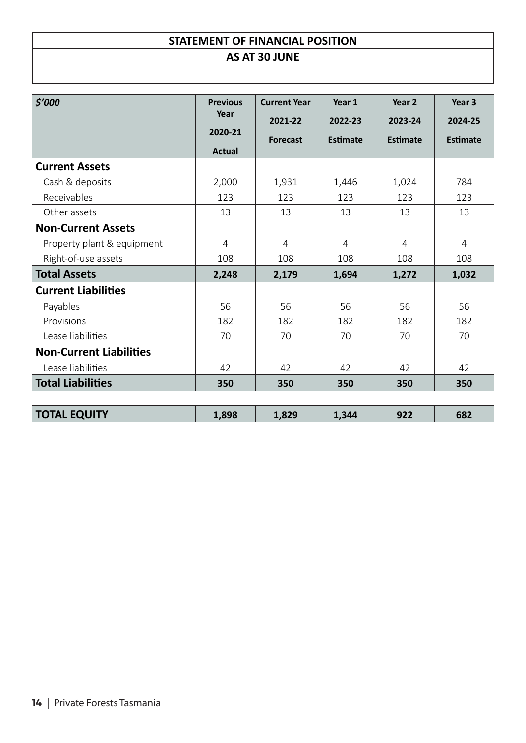## STATEMENT OF FINANCIAL POSITION

## AS AT 30 JUNE

| *$'000* | Previous Year 2020-21 Actual | Current Year 2021-22 Forecast | Year 1 2022-23 Estimate | Year 2 2023-24 Estimate | Year 3 2024-25 Estimate |
|---|---|---|---|---|---|
| **Current Assets** | | | | | |
| Cash & deposits | 2,000 | 1,931 | 1,446 | 1,024 | 784 |
| Receivables | 123 | 123 | 123 | 123 | 123 |
| Other assets | 13 | 13 | 13 | 13 | 13 |
| **Non-Current Assets** | | | | | |
| Property plant & equipment | 4 | 4 | 4 | 4 | 4 |
| Right-of-use assets | 108 | 108 | 108 | 108 | 108 |
| **Total Assets** | **2,248** | **2,179** | **1,694** | **1,272** | **1,032** |
| **Current Liabilities** | | | | | |
| Payables | 56 | 56 | 56 | 56 | 56 |
| Provisions | 182 | 182 | 182 | 182 | 182 |
| Lease liabilities | 70 | 70 | 70 | 70 | 70 |
| **Non-Current Liabilities** | | | | | |
| Lease liabilities | 42 | 42 | 42 | 42 | 42 |
| **Total Liabilities** | **350** | **350** | **350** | **350** | **350** |
| **TOTAL EQUITY** | **1,898** | **1,829** | **1,344** | **922** | **682** |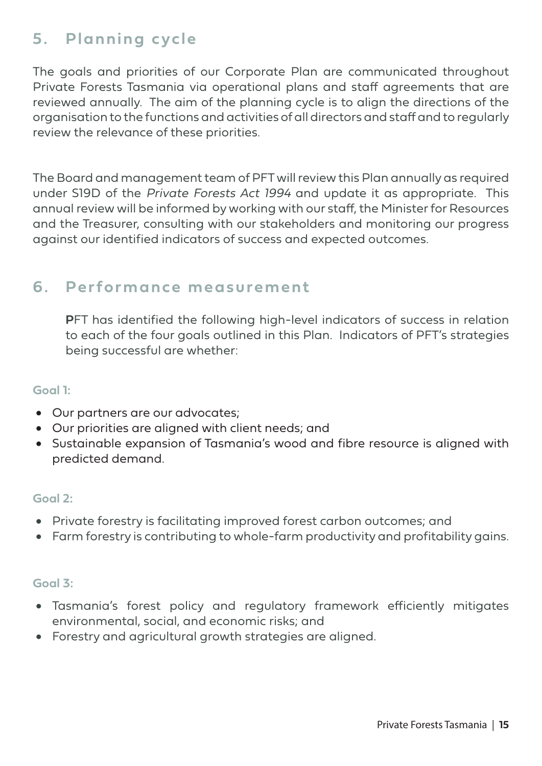## 5. Planning cycle

The goals and priorities of our Corporate Plan are communicated throughout Private Forests Tasmania via operational plans and staff agreements that are reviewed annually. The aim of the planning cycle is to align the directions of the organisation to the functions and activities of all directors and staff and to regularly review the relevance of these priorities.

The Board and management team of PFT will review this Plan annually as required under S19D of the *Private Forests Act 1994* and update it as appropriate. This annual review will be informed by working with our staff, the Minister for Resources and the Treasurer, consulting with our stakeholders and monitoring our progress against our identified indicators of success and expected outcomes.

## 6. Performance measurement

PFT has identified the following high-level indicators of success in relation to each of the four goals outlined in this Plan. Indicators of PFT's strategies being successful are whether:

**Goal 1:**

- Our partners are our advocates;
- Our priorities are aligned with client needs; and
- Sustainable expansion of Tasmania's wood and fibre resource is aligned with predicted demand.

**Goal 2:**

- Private forestry is facilitating improved forest carbon outcomes; and
- Farm forestry is contributing to whole-farm productivity and profitability gains.

**Goal 3:**

- Tasmania's forest policy and regulatory framework efficiently mitigates environmental, social, and economic risks; and
- Forestry and agricultural growth strategies are aligned.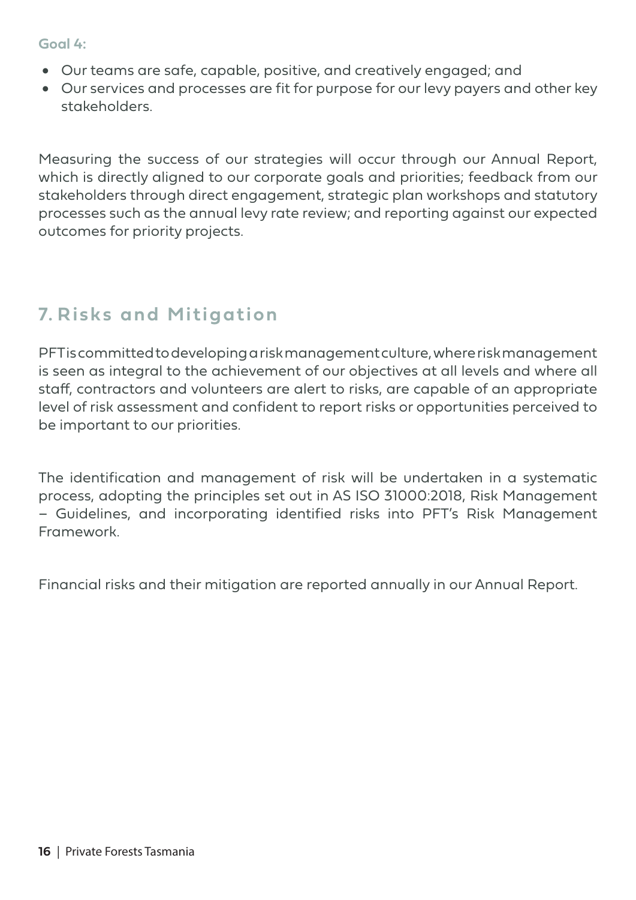**Goal 4:**

- Our teams are safe, capable, positive, and creatively engaged; and
- Our services and processes are fit for purpose for our levy payers and other key stakeholders.

Measuring the success of our strategies will occur through our Annual Report, which is directly aligned to our corporate goals and priorities; feedback from our stakeholders through direct engagement, strategic plan workshops and statutory processes such as the annual levy rate review; and reporting against our expected outcomes for priority projects.

## 7. Risks and Mitigation

PFT is committed to developing a risk management culture, where risk management is seen as integral to the achievement of our objectives at all levels and where all staff, contractors and volunteers are alert to risks, are capable of an appropriate level of risk assessment and confident to report risks or opportunities perceived to be important to our priorities.

The identification and management of risk will be undertaken in a systematic process, adopting the principles set out in AS ISO 31000:2018, Risk Management – Guidelines, and incorporating identified risks into PFT's Risk Management Framework.

Financial risks and their mitigation are reported annually in our Annual Report.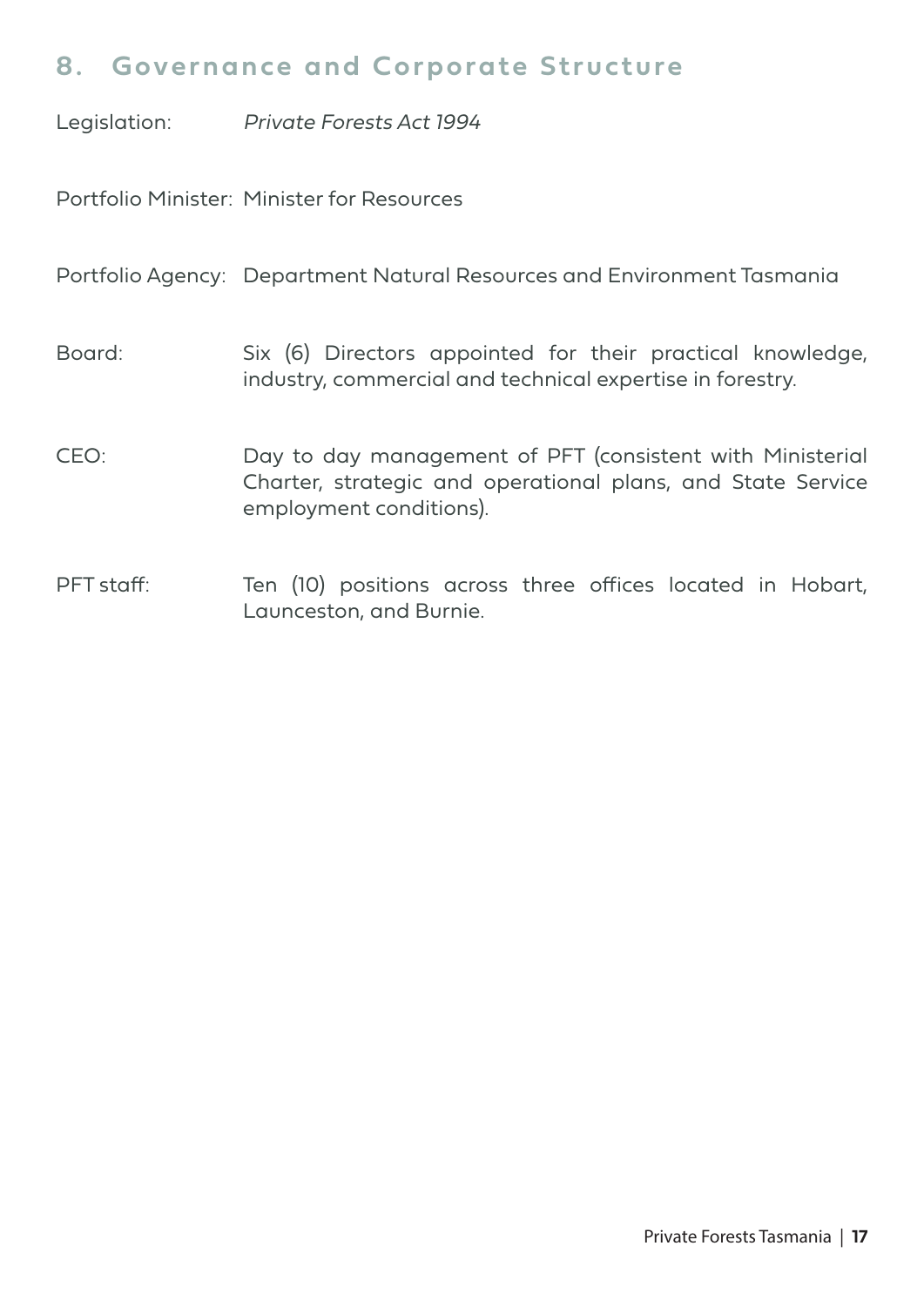## 8. Governance and Corporate Structure

Legislation: *Private Forests Act 1994*

Portfolio Minister: Minister for Resources

Portfolio Agency: Department Natural Resources and Environment Tasmania

Board: Six (6) Directors appointed for their practical knowledge, industry, commercial and technical expertise in forestry.

CEO: Day to day management of PFT (consistent with Ministerial Charter, strategic and operational plans, and State Service employment conditions).

PFT staff: Ten (10) positions across three offices located in Hobart, Launceston, and Burnie.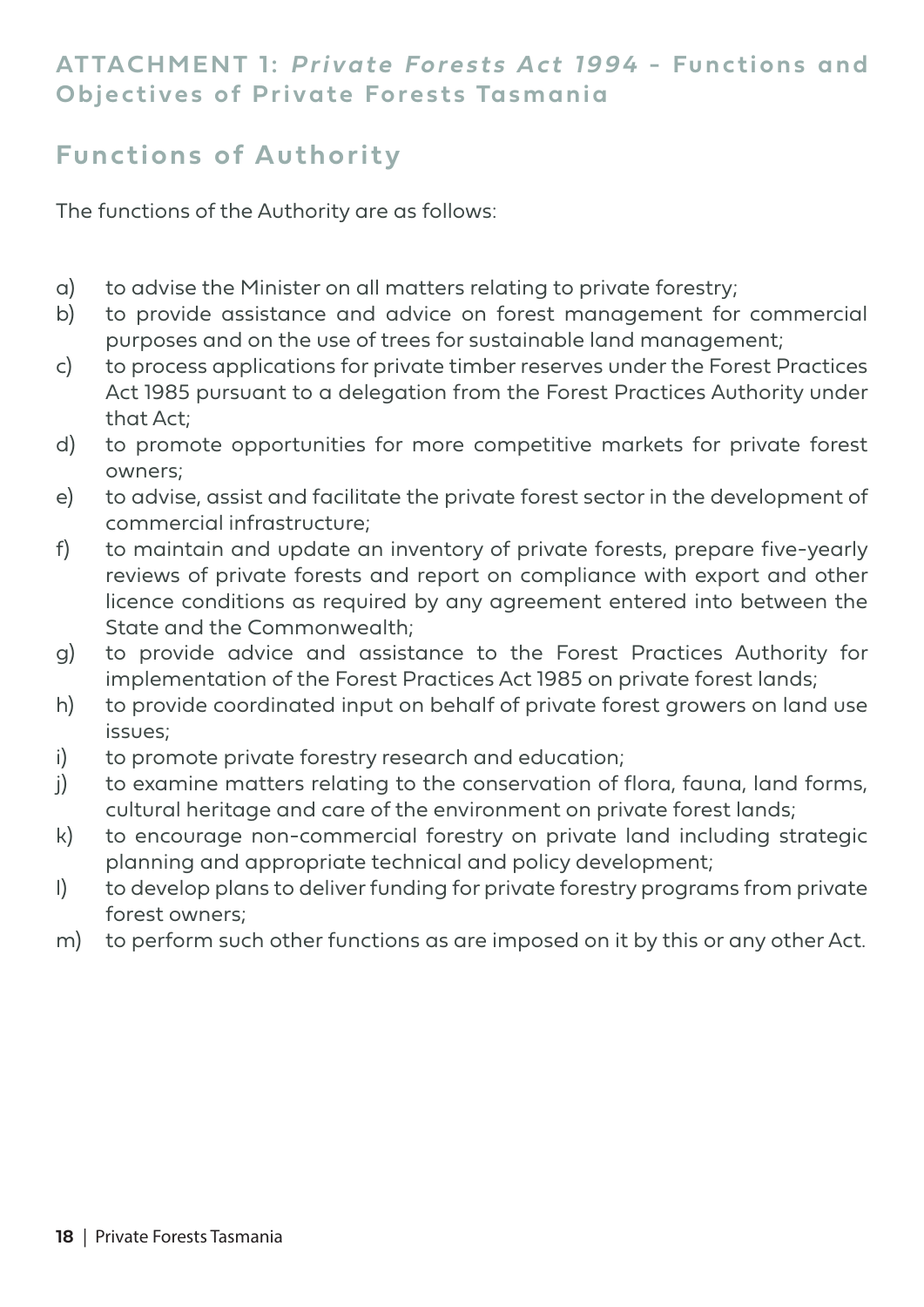## ATTACHMENT 1: *Private Forests Act 1994* – Functions and Objectives of Private Forests Tasmania

## Functions of Authority

The functions of the Authority are as follows:

a) to advise the Minister on all matters relating to private forestry;
b) to provide assistance and advice on forest management for commercial purposes and on the use of trees for sustainable land management;
c) to process applications for private timber reserves under the Forest Practices Act 1985 pursuant to a delegation from the Forest Practices Authority under that Act;
d) to promote opportunities for more competitive markets for private forest owners;
e) to advise, assist and facilitate the private forest sector in the development of commercial infrastructure;
f) to maintain and update an inventory of private forests, prepare five-yearly reviews of private forests and report on compliance with export and other licence conditions as required by any agreement entered into between the State and the Commonwealth;
g) to provide advice and assistance to the Forest Practices Authority for implementation of the Forest Practices Act 1985 on private forest lands;
h) to provide coordinated input on behalf of private forest growers on land use issues;
i) to promote private forestry research and education;
j) to examine matters relating to the conservation of flora, fauna, land forms, cultural heritage and care of the environment on private forest lands;
k) to encourage non-commercial forestry on private land including strategic planning and appropriate technical and policy development;
l) to develop plans to deliver funding for private forestry programs from private forest owners;
m) to perform such other functions as are imposed on it by this or any other Act.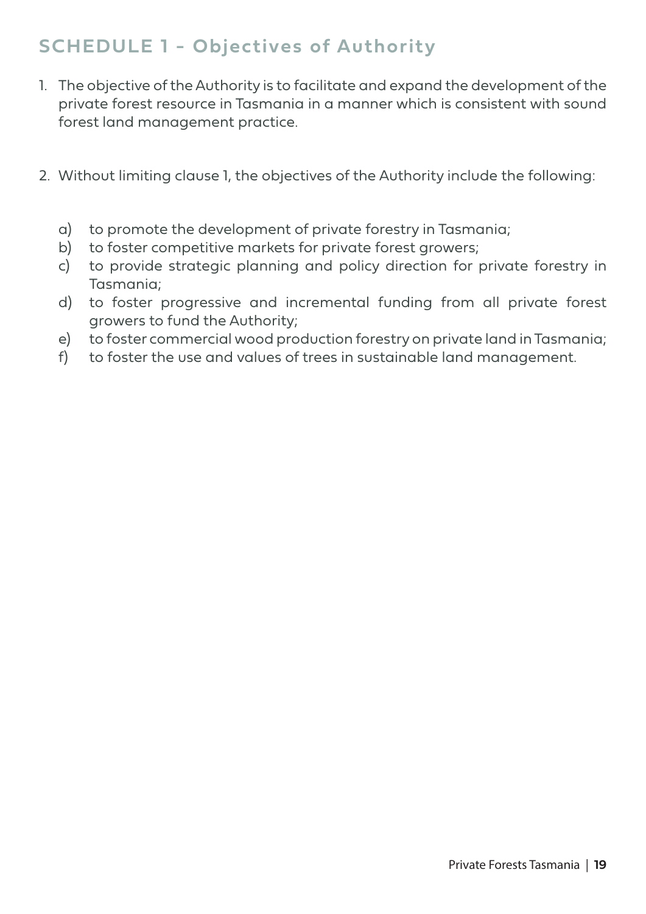## SCHEDULE 1 - Objectives of Authority

1. The objective of the Authority is to facilitate and expand the development of the private forest resource in Tasmania in a manner which is consistent with sound forest land management practice.

2. Without limiting clause 1, the objectives of the Authority include the following:

   a) to promote the development of private forestry in Tasmania;
   b) to foster competitive markets for private forest growers;
   c) to provide strategic planning and policy direction for private forestry in Tasmania;
   d) to foster progressive and incremental funding from all private forest growers to fund the Authority;
   e) to foster commercial wood production forestry on private land in Tasmania;
   f) to foster the use and values of trees in sustainable land management.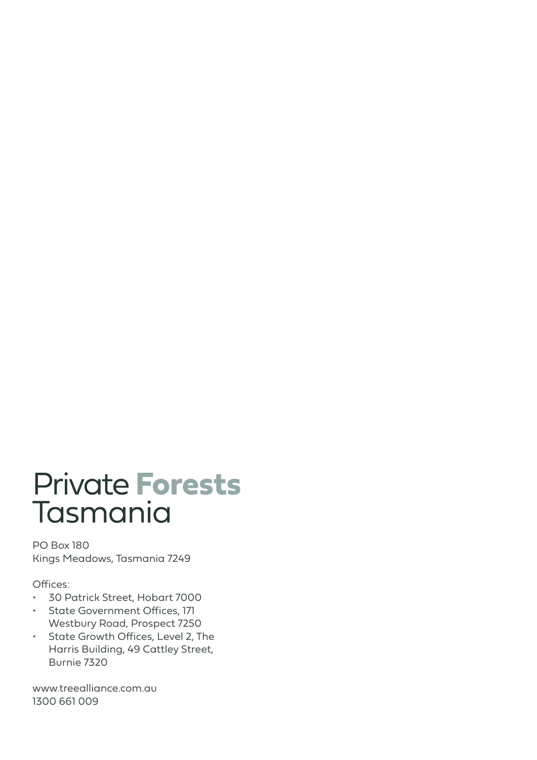# Private Forests Tasmania

PO Box 180
Kings Meadows, Tasmania 7249

Offices:

- 30 Patrick Street, Hobart 7000
- State Government Offices, 171 Westbury Road, Prospect 7250
- State Growth Offices, Level 2, The Harris Building, 49 Cattley Street, Burnie 7320

www.treealliance.com.au
1300 661 009